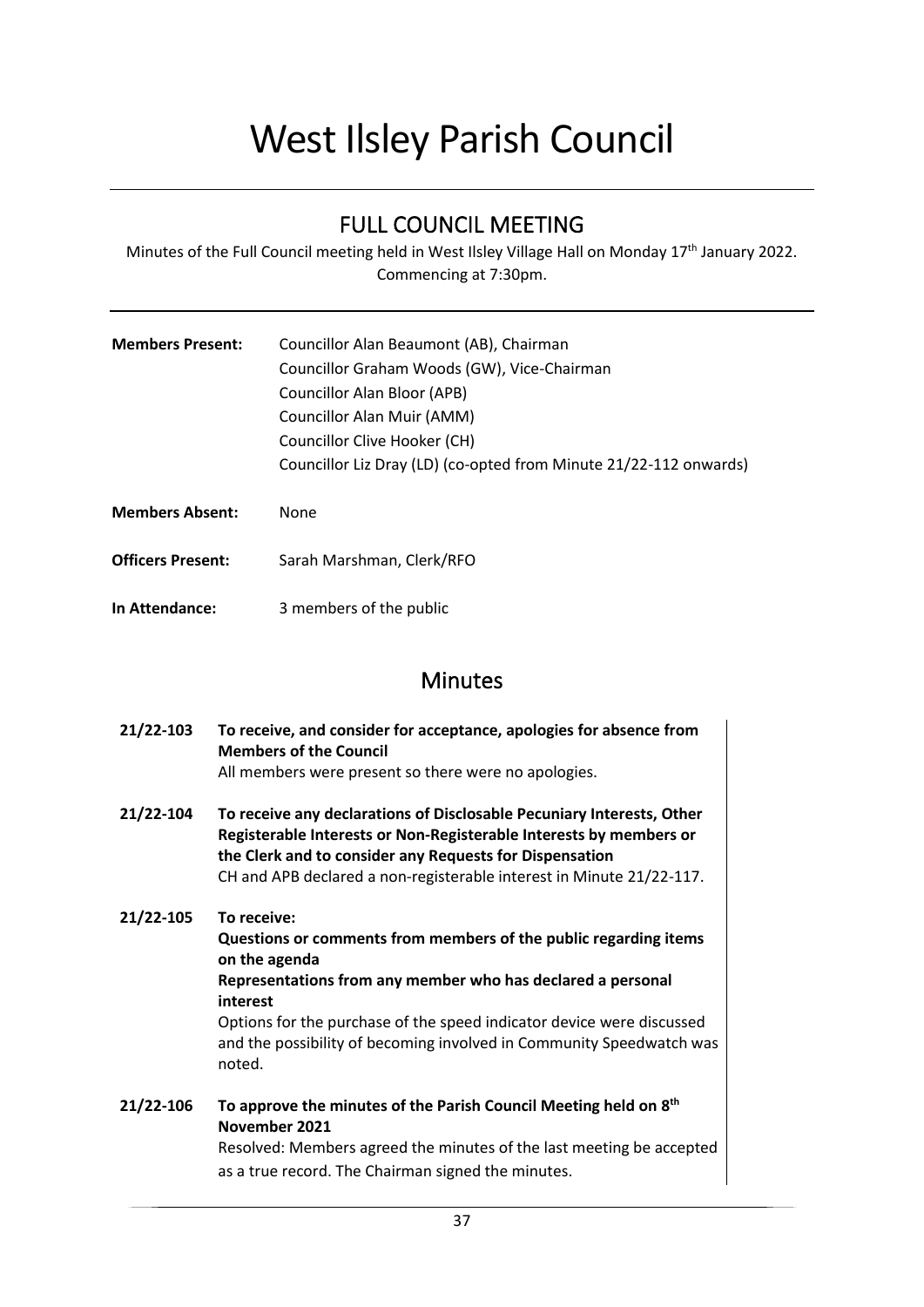# West Ilsley Parish Council

## FULL COUNCIL MEETING

Minutes of the Full Council meeting held in West Ilsley Village Hall on Monday 17th January 2022. Commencing at 7:30pm.

**Members Present:** Councillor Alan Beaumont (AB), Chairman
Councillor Graham Woods (GW), Vice-Chairman
Councillor Alan Bloor (APB)
Councillor Alan Muir (AMM)
Councillor Clive Hooker (CH)
Councillor Liz Dray (LD) (co-opted from Minute 21/22-112 onwards)

**Members Absent:** None

**Officers Present:** Sarah Marshman, Clerk/RFO

**In Attendance:** 3 members of the public

## Minutes

**21/22-103 To receive, and consider for acceptance, apologies for absence from Members of the Council**

All members were present so there were no apologies.

**21/22-104 To receive any declarations of Disclosable Pecuniary Interests, Other Registerable Interests or Non-Registerable Interests by members or the Clerk and to consider any Requests for Dispensation**

CH and APB declared a non-registerable interest in Minute 21/22-117.

**21/22-105 To receive:**
**Questions or comments from members of the public regarding items on the agenda**
**Representations from any member who has declared a personal interest**

Options for the purchase of the speed indicator device were discussed and the possibility of becoming involved in Community Speedwatch was noted.

**21/22-106 To approve the minutes of the Parish Council Meeting held on 8th November 2021**

Resolved: Members agreed the minutes of the last meeting be accepted as a true record. The Chairman signed the minutes.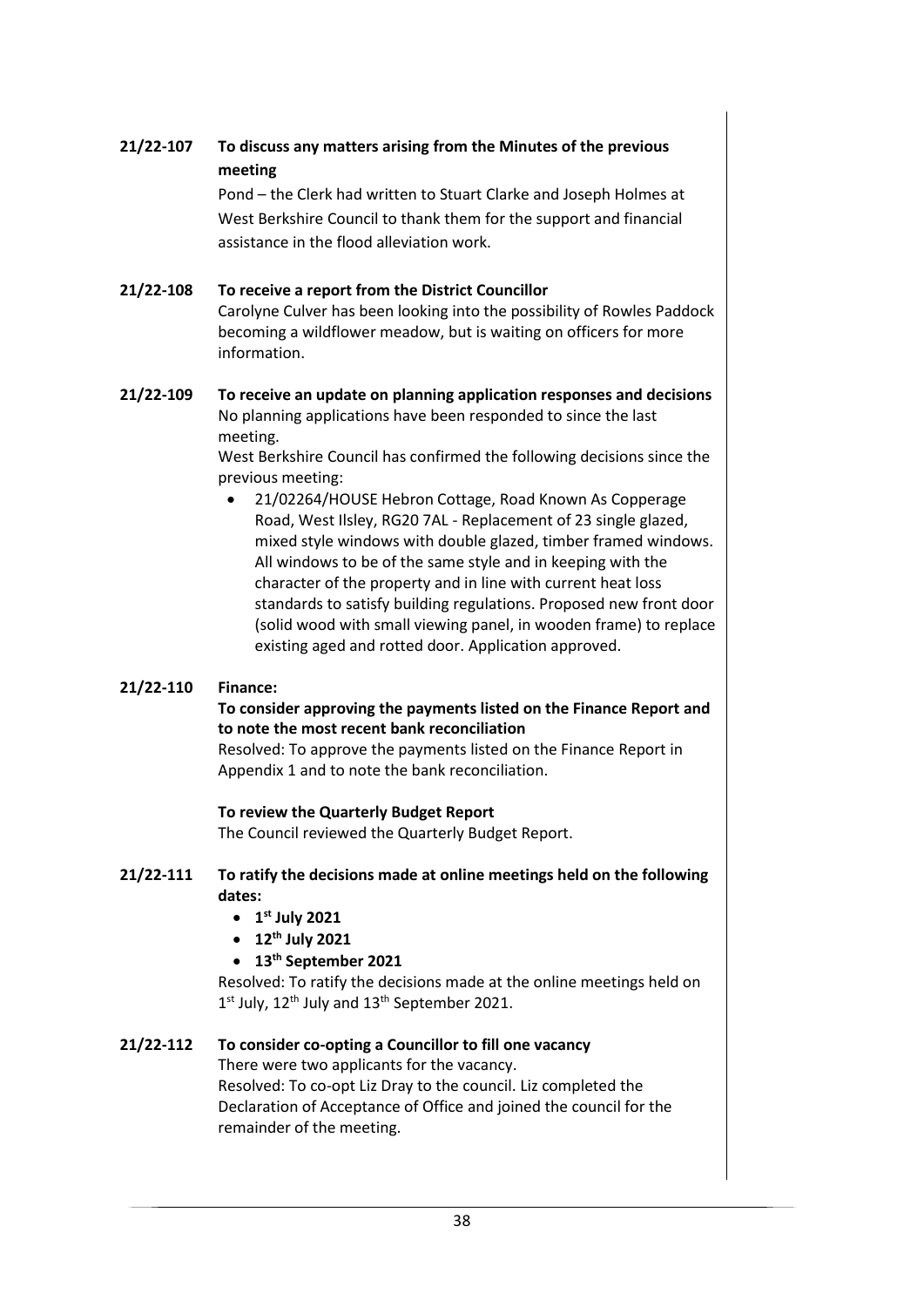**21/22-107 To discuss any matters arising from the Minutes of the previous meeting**

Pond – the Clerk had written to Stuart Clarke and Joseph Holmes at West Berkshire Council to thank them for the support and financial assistance in the flood alleviation work.

**21/22-108 To receive a report from the District Councillor**

Carolyne Culver has been looking into the possibility of Rowles Paddock becoming a wildflower meadow, but is waiting on officers for more information.

**21/22-109 To receive an update on planning application responses and decisions**

No planning applications have been responded to since the last meeting.

West Berkshire Council has confirmed the following decisions since the previous meeting:

- 21/02264/HOUSE Hebron Cottage, Road Known As Copperage Road, West Ilsley, RG20 7AL - Replacement of 23 single glazed, mixed style windows with double glazed, timber framed windows. All windows to be of the same style and in keeping with the character of the property and in line with current heat loss standards to satisfy building regulations. Proposed new front door (solid wood with small viewing panel, in wooden frame) to replace existing aged and rotted door. Application approved.

**21/22-110 Finance:**

**To consider approving the payments listed on the Finance Report and to note the most recent bank reconciliation**

Resolved: To approve the payments listed on the Finance Report in Appendix 1 and to note the bank reconciliation.

**To review the Quarterly Budget Report**

The Council reviewed the Quarterly Budget Report.

**21/22-111 To ratify the decisions made at online meetings held on the following dates:**

- **1st July 2021**
- **12th July 2021**
- **13th September 2021**

Resolved: To ratify the decisions made at the online meetings held on 1st July, 12th July and 13th September 2021.

**21/22-112 To consider co-opting a Councillor to fill one vacancy**

There were two applicants for the vacancy.

Resolved: To co-opt Liz Dray to the council. Liz completed the Declaration of Acceptance of Office and joined the council for the remainder of the meeting.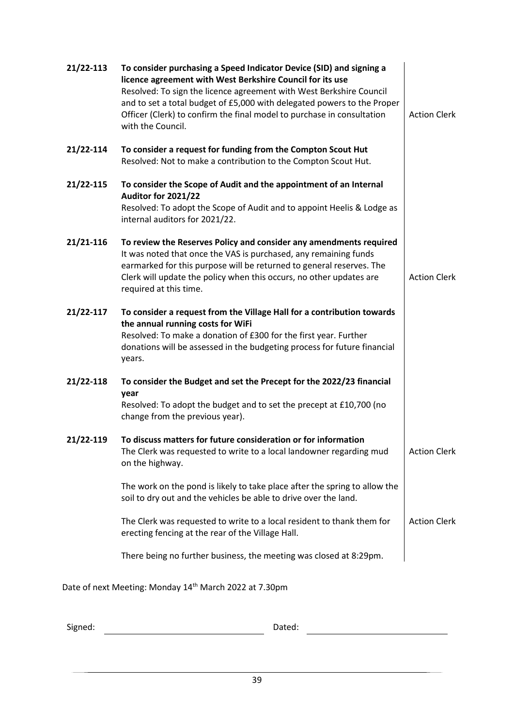| | | |
|---|---|---|
| **21/22-113** | **To consider purchasing a Speed Indicator Device (SID) and signing a licence agreement with West Berkshire Council for its use**<br>Resolved: To sign the licence agreement with West Berkshire Council and to set a total budget of £5,000 with delegated powers to the Proper Officer (Clerk) to confirm the final model to purchase in consultation with the Council. | Action Clerk |
| **21/22-114** | **To consider a request for funding from the Compton Scout Hut**<br>Resolved: Not to make a contribution to the Compton Scout Hut. | |
| **21/22-115** | **To consider the Scope of Audit and the appointment of an Internal Auditor for 2021/22**<br>Resolved: To adopt the Scope of Audit and to appoint Heelis & Lodge as internal auditors for 2021/22. | |
| **21/21-116** | **To review the Reserves Policy and consider any amendments required**<br>It was noted that once the VAS is purchased, any remaining funds earmarked for this purpose will be returned to general reserves. The Clerk will update the policy when this occurs, no other updates are required at this time. | Action Clerk |
| **21/22-117** | **To consider a request from the Village Hall for a contribution towards the annual running costs for WiFi**<br>Resolved: To make a donation of £300 for the first year. Further donations will be assessed in the budgeting process for future financial years. | |
| **21/22-118** | **To consider the Budget and set the Precept for the 2022/23 financial year**<br>Resolved: To adopt the budget and to set the precept at £10,700 (no change from the previous year). | |
| **21/22-119** | **To discuss matters for future consideration or for information**<br>The Clerk was requested to write to a local landowner regarding mud on the highway. | Action Clerk |
| | The work on the pond is likely to take place after the spring to allow the soil to dry out and the vehicles be able to drive over the land. | |
| | The Clerk was requested to write to a local resident to thank them for erecting fencing at the rear of the Village Hall. | Action Clerk |
| | There being no further business, the meeting was closed at 8:29pm. | |

Date of next Meeting: Monday 14th March 2022 at 7.30pm

Signed: ______________________ Dated: ______________________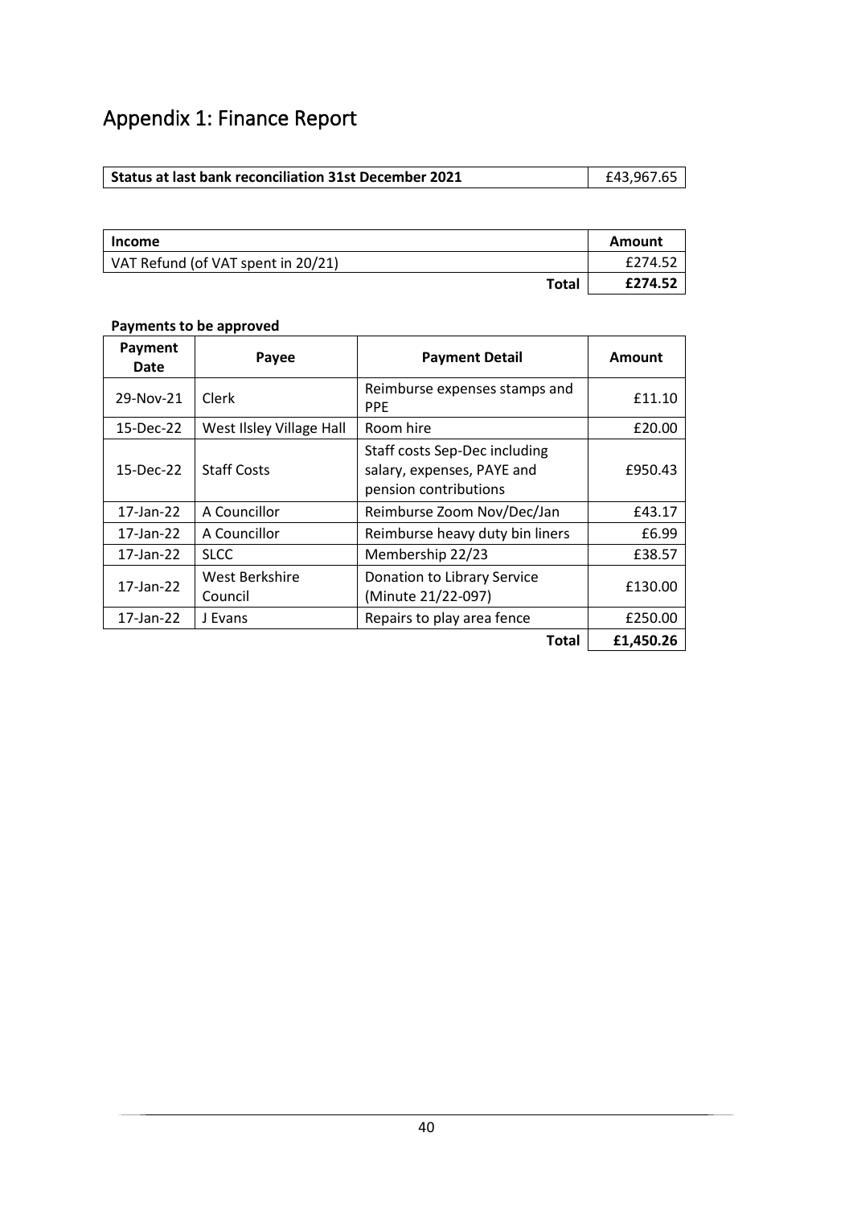# Appendix 1: Finance Report

| | |
|---|---|
| **Status at last bank reconciliation 31st December 2021** | £43,967.65 |

| Income | Amount |
|---|---|
| VAT Refund (of VAT spent in 20/21) | £274.52 |
| **Total** | **£274.52** |

**Payments to be approved**

| Payment Date | Payee | Payment Detail | Amount |
|---|---|---|---|
| 29-Nov-21 | Clerk | Reimburse expenses stamps and PPE | £11.10 |
| 15-Dec-22 | West Ilsley Village Hall | Room hire | £20.00 |
| 15-Dec-22 | Staff Costs | Staff costs Sep-Dec including salary, expenses, PAYE and pension contributions | £950.43 |
| 17-Jan-22 | A Councillor | Reimburse Zoom Nov/Dec/Jan | £43.17 |
| 17-Jan-22 | A Councillor | Reimburse heavy duty bin liners | £6.99 |
| 17-Jan-22 | SLCC | Membership 22/23 | £38.57 |
| 17-Jan-22 | West Berkshire Council | Donation to Library Service (Minute 21/22-097) | £130.00 |
| 17-Jan-22 | J Evans | Repairs to play area fence | £250.00 |
| | | **Total** | **£1,450.26** |